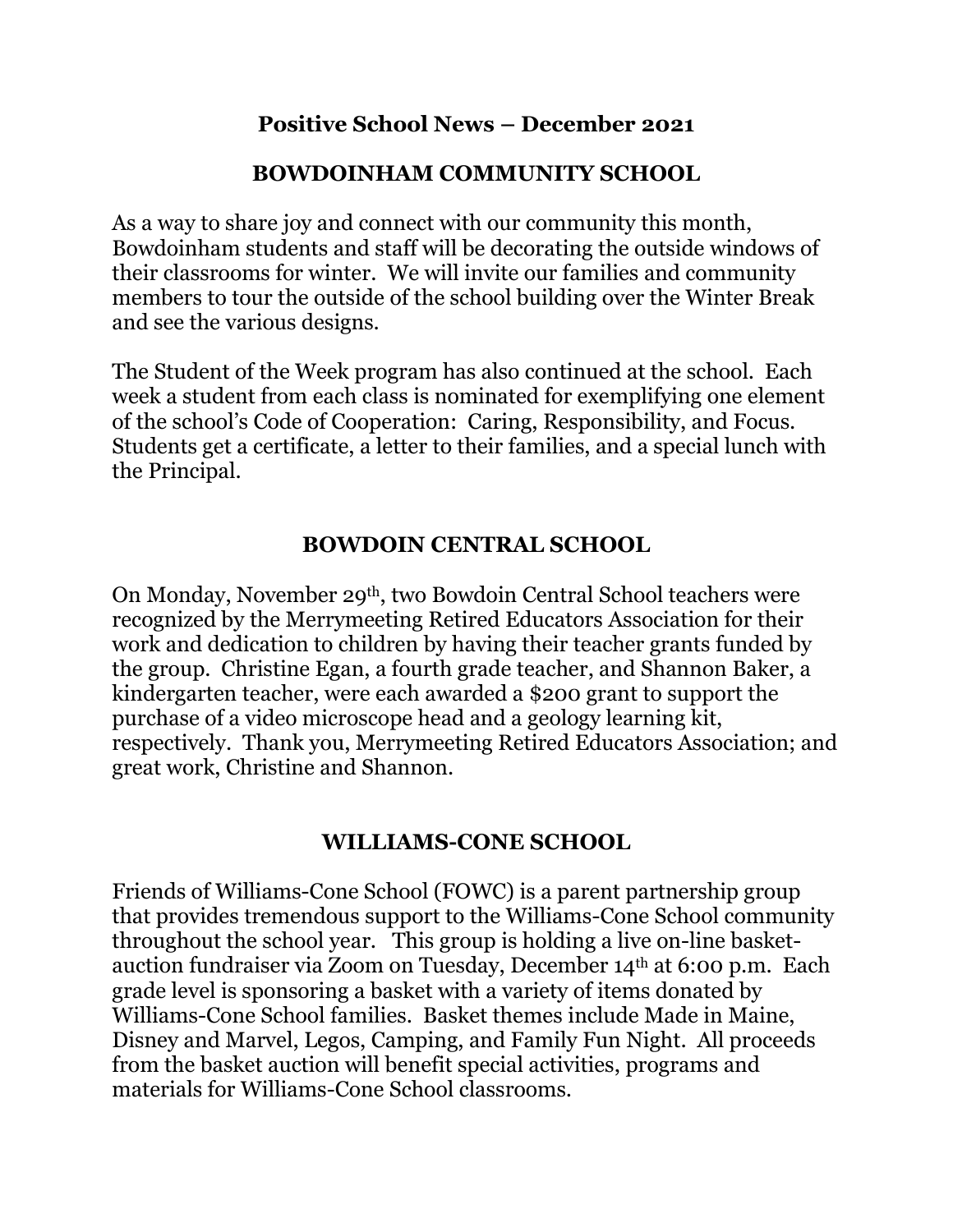# Positive School News – December 2021

## BOWDOINHAM COMMUNITY SCHOOL

As a way to share joy and connect with our community this month, Bowdoinham students and staff will be decorating the outside windows of their classrooms for winter. We will invite our families and community members to tour the outside of the school building over the Winter Break and see the various designs.

The Student of the Week program has also continued at the school. Each week a student from each class is nominated for exemplifying one element of the school's Code of Cooperation: Caring, Responsibility, and Focus. Students get a certificate, a letter to their families, and a special lunch with the Principal.

## BOWDOIN CENTRAL SCHOOL

On Monday, November 29th, two Bowdoin Central School teachers were recognized by the Merrymeeting Retired Educators Association for their work and dedication to children by having their teacher grants funded by the group. Christine Egan, a fourth grade teacher, and Shannon Baker, a kindergarten teacher, were each awarded a $200 grant to support the purchase of a video microscope head and a geology learning kit, respectively. Thank you, Merrymeeting Retired Educators Association; and great work, Christine and Shannon.

## WILLIAMS-CONE SCHOOL

Friends of Williams-Cone School (FOWC) is a parent partnership group that provides tremendous support to the Williams-Cone School community throughout the school year. This group is holding a live on-line basket-auction fundraiser via Zoom on Tuesday, December 14th at 6:00 p.m. Each grade level is sponsoring a basket with a variety of items donated by Williams-Cone School families. Basket themes include Made in Maine, Disney and Marvel, Legos, Camping, and Family Fun Night. All proceeds from the basket auction will benefit special activities, programs and materials for Williams-Cone School classrooms.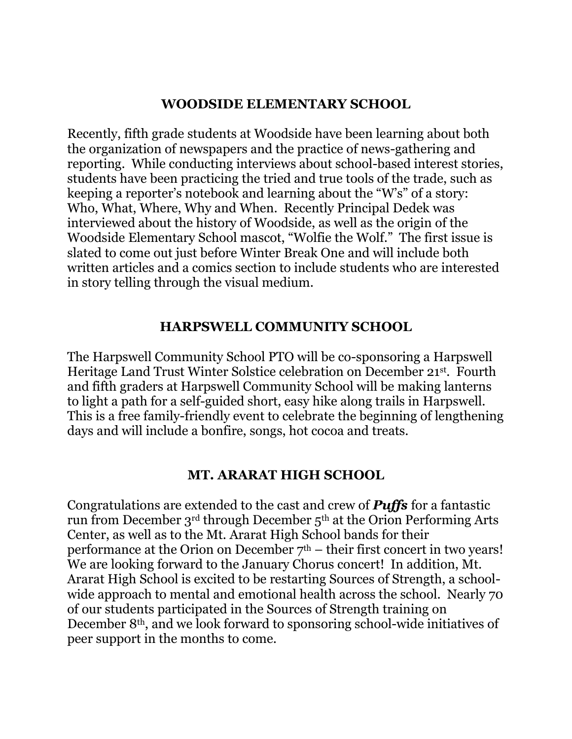## WOODSIDE ELEMENTARY SCHOOL

Recently, fifth grade students at Woodside have been learning about both the organization of newspapers and the practice of news-gathering and reporting. While conducting interviews about school-based interest stories, students have been practicing the tried and true tools of the trade, such as keeping a reporter's notebook and learning about the "W's" of a story: Who, What, Where, Why and When. Recently Principal Dedek was interviewed about the history of Woodside, as well as the origin of the Woodside Elementary School mascot, "Wolfie the Wolf." The first issue is slated to come out just before Winter Break One and will include both written articles and a comics section to include students who are interested in story telling through the visual medium.

## HARPSWELL COMMUNITY SCHOOL

The Harpswell Community School PTO will be co-sponsoring a Harpswell Heritage Land Trust Winter Solstice celebration on December 21st. Fourth and fifth graders at Harpswell Community School will be making lanterns to light a path for a self-guided short, easy hike along trails in Harpswell. This is a free family-friendly event to celebrate the beginning of lengthening days and will include a bonfire, songs, hot cocoa and treats.

## MT. ARARAT HIGH SCHOOL

Congratulations are extended to the cast and crew of ***Puffs*** for a fantastic run from December 3rd through December 5th at the Orion Performing Arts Center, as well as to the Mt. Ararat High School bands for their performance at the Orion on December 7th – their first concert in two years! We are looking forward to the January Chorus concert! In addition, Mt. Ararat High School is excited to be restarting Sources of Strength, a school-wide approach to mental and emotional health across the school. Nearly 70 of our students participated in the Sources of Strength training on December 8th, and we look forward to sponsoring school-wide initiatives of peer support in the months to come.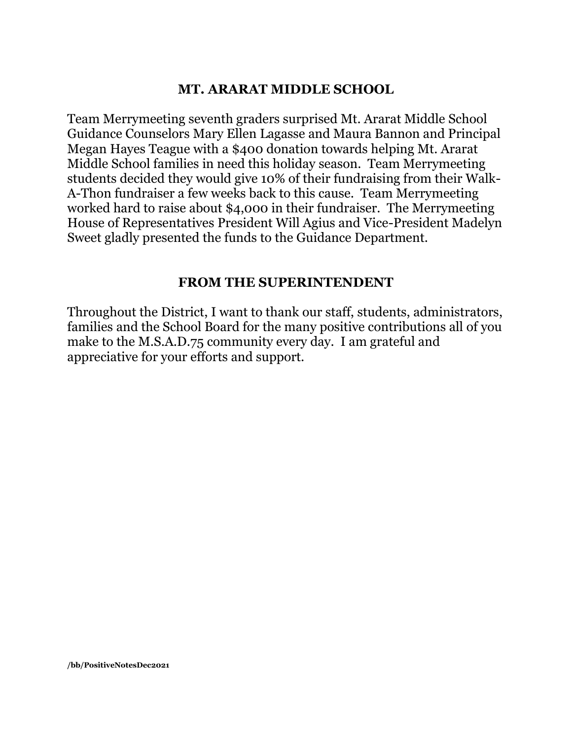## MT. ARARAT MIDDLE SCHOOL

Team Merrymeeting seventh graders surprised Mt. Ararat Middle School Guidance Counselors Mary Ellen Lagasse and Maura Bannon and Principal Megan Hayes Teague with a $400 donation towards helping Mt. Ararat Middle School families in need this holiday season. Team Merrymeeting students decided they would give 10% of their fundraising from their Walk-A-Thon fundraiser a few weeks back to this cause. Team Merrymeeting worked hard to raise about $4,000 in their fundraiser. The Merrymeeting House of Representatives President Will Agius and Vice-President Madelyn Sweet gladly presented the funds to the Guidance Department.

## FROM THE SUPERINTENDENT

Throughout the District, I want to thank our staff, students, administrators, families and the School Board for the many positive contributions all of you make to the M.S.A.D.75 community every day. I am grateful and appreciative for your efforts and support.

**/bb/PositiveNotesDec2021**